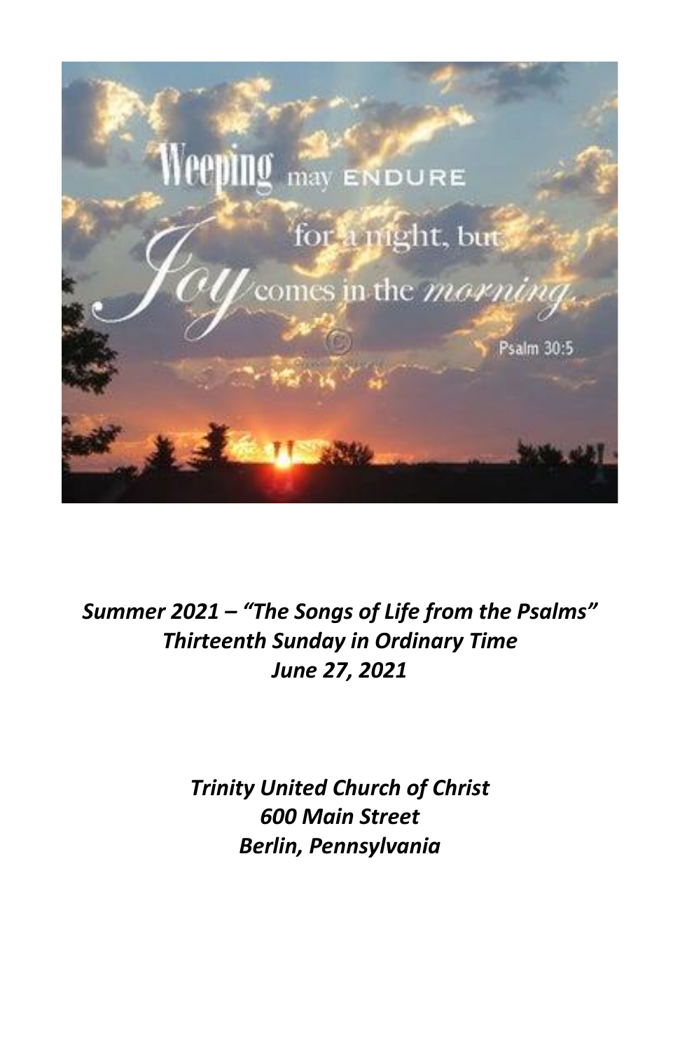Weeping may ENDURE for a night, but Joy comes in the morning.

Psalm 30:5

***Summer 2021 – "The Songs of Life from the Psalms"***
***Thirteenth Sunday in Ordinary Time***
***June 27, 2021***

***Trinity United Church of Christ***
***600 Main Street***
***Berlin, Pennsylvania***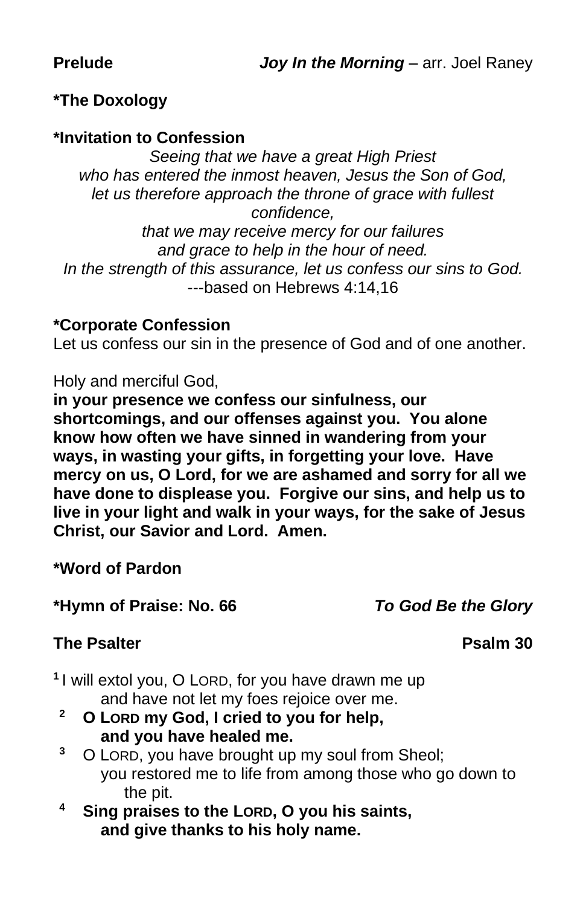**Prelude** *Joy In the Morning* – arr. Joel Raney

**\*The Doxology**

**\*Invitation to Confession**

*Seeing that we have a great High Priest*
*who has entered the inmost heaven, Jesus the Son of God,*
*let us therefore approach the throne of grace with fullest confidence,*
*that we may receive mercy for our failures*
*and grace to help in the hour of need.*
*In the strength of this assurance, let us confess our sins to God.*
---based on Hebrews 4:14,16

**\*Corporate Confession**

Let us confess our sin in the presence of God and of one another.

Holy and merciful God,
**in your presence we confess our sinfulness, our shortcomings, and our offenses against you. You alone know how often we have sinned in wandering from your ways, in wasting your gifts, in forgetting your love. Have mercy on us, O Lord, for we are ashamed and sorry for all we have done to displease you. Forgive our sins, and help us to live in your light and walk in your ways, for the sake of Jesus Christ, our Savior and Lord. Amen.**

**\*Word of Pardon**

**\*Hymn of Praise: No. 66** ***To God Be the Glory***

**The Psalter** **Psalm 30**

[1] I will extol you, O LORD, for you have drawn me up
and have not let my foes rejoice over me.

[2] **O LORD my God, I cried to you for help,
and you have healed me.**

[3] O LORD, you have brought up my soul from Sheol;
you restored me to life from among those who go down to the pit.

[4] **Sing praises to the LORD, O you his saints,
and give thanks to his holy name.**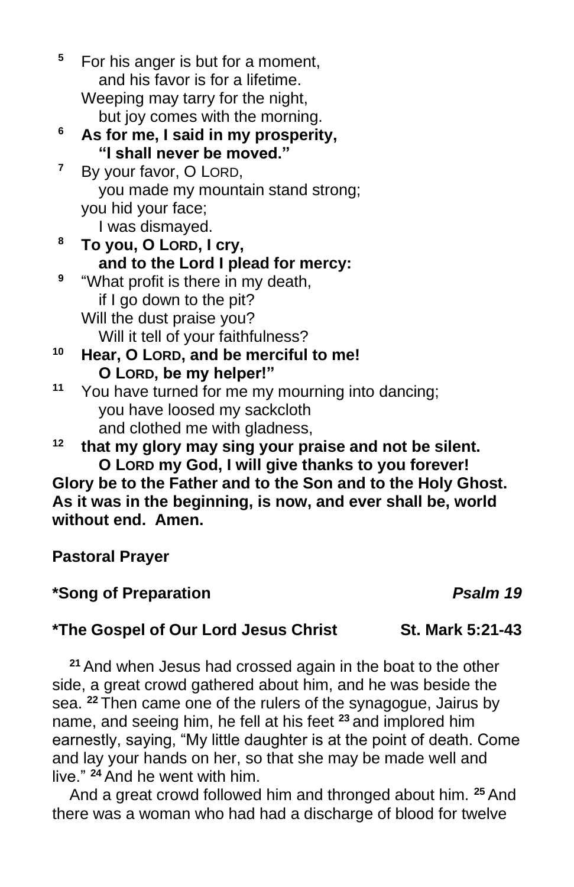[5] For his anger is but for a moment,
   and his favor is for a lifetime.
Weeping may tarry for the night,
   but joy comes with the morning.

**[6] As for me, I said in my prosperity,**
   **"I shall never be moved."**

[7] By your favor, O LORD,
   you made my mountain stand strong;
you hid your face;
   I was dismayed.

**[8] To you, O LORD, I cry,**
   **and to the Lord I plead for mercy:**

[9] "What profit is there in my death,
   if I go down to the pit?
Will the dust praise you?
   Will it tell of your faithfulness?

**[10] Hear, O LORD, and be merciful to me!**
   **O LORD, be my helper!"**

[11] You have turned for me my mourning into dancing;
   you have loosed my sackcloth
   and clothed me with gladness,

**[12] that my glory may sing your praise and not be silent.**
   **O LORD my God, I will give thanks to you forever!**

**Glory be to the Father and to the Son and to the Holy Ghost. As it was in the beginning, is now, and ever shall be, world without end. Amen.**

**Pastoral Prayer**

**\*Song of Preparation** ***Psalm 19***

**\*The Gospel of Our Lord Jesus Christ St. Mark 5:21-43**

[21] And when Jesus had crossed again in the boat to the other side, a great crowd gathered about him, and he was beside the sea. [22] Then came one of the rulers of the synagogue, Jairus by name, and seeing him, he fell at his feet [23] and implored him earnestly, saying, "My little daughter is at the point of death. Come and lay your hands on her, so that she may be made well and live." [24] And he went with him.

And a great crowd followed him and thronged about him. [25] And there was a woman who had had a discharge of blood for twelve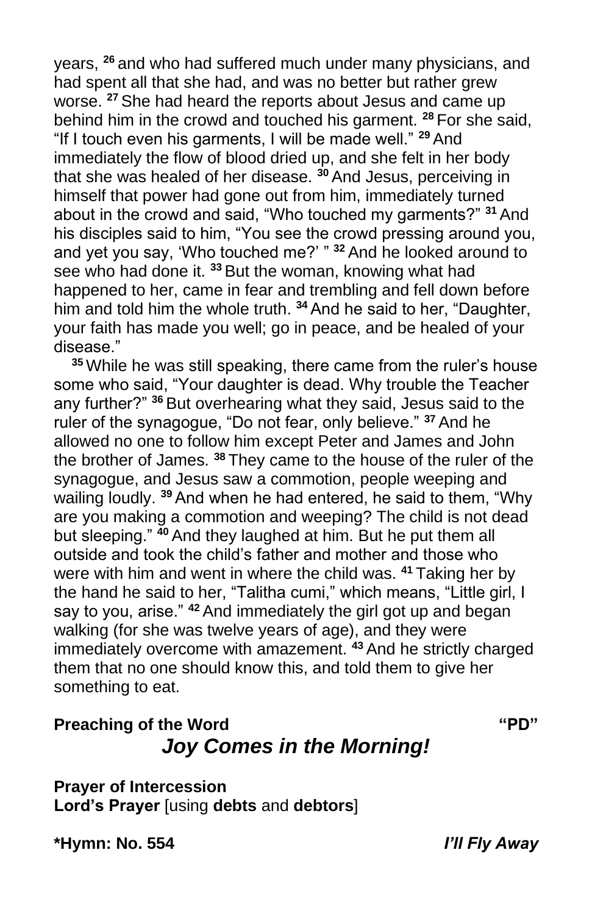years, [26] and who had suffered much under many physicians, and had spent all that she had, and was no better but rather grew worse. [27] She had heard the reports about Jesus and came up behind him in the crowd and touched his garment. [28] For she said, "If I touch even his garments, I will be made well." [29] And immediately the flow of blood dried up, and she felt in her body that she was healed of her disease. [30] And Jesus, perceiving in himself that power had gone out from him, immediately turned about in the crowd and said, "Who touched my garments?" [31] And his disciples said to him, "You see the crowd pressing around you, and yet you say, 'Who touched me?' " [32] And he looked around to see who had done it. [33] But the woman, knowing what had happened to her, came in fear and trembling and fell down before him and told him the whole truth. [34] And he said to her, "Daughter, your faith has made you well; go in peace, and be healed of your disease."

[35] While he was still speaking, there came from the ruler's house some who said, "Your daughter is dead. Why trouble the Teacher any further?" [36] But overhearing what they said, Jesus said to the ruler of the synagogue, "Do not fear, only believe." [37] And he allowed no one to follow him except Peter and James and John the brother of James. [38] They came to the house of the ruler of the synagogue, and Jesus saw a commotion, people weeping and wailing loudly. [39] And when he had entered, he said to them, "Why are you making a commotion and weeping? The child is not dead but sleeping." [40] And they laughed at him. But he put them all outside and took the child's father and mother and those who were with him and went in where the child was. [41] Taking her by the hand he said to her, "Talitha cumi," which means, "Little girl, I say to you, arise." [42] And immediately the girl got up and began walking (for she was twelve years of age), and they were immediately overcome with amazement. [43] And he strictly charged them that no one should know this, and told them to give her something to eat.

**Preaching of the Word** **"PD"**

***Joy Comes in the Morning!***

**Prayer of Intercession**
**Lord's Prayer** [using **debts** and **debtors**]

**\*Hymn: No. 554** ***I'll Fly Away***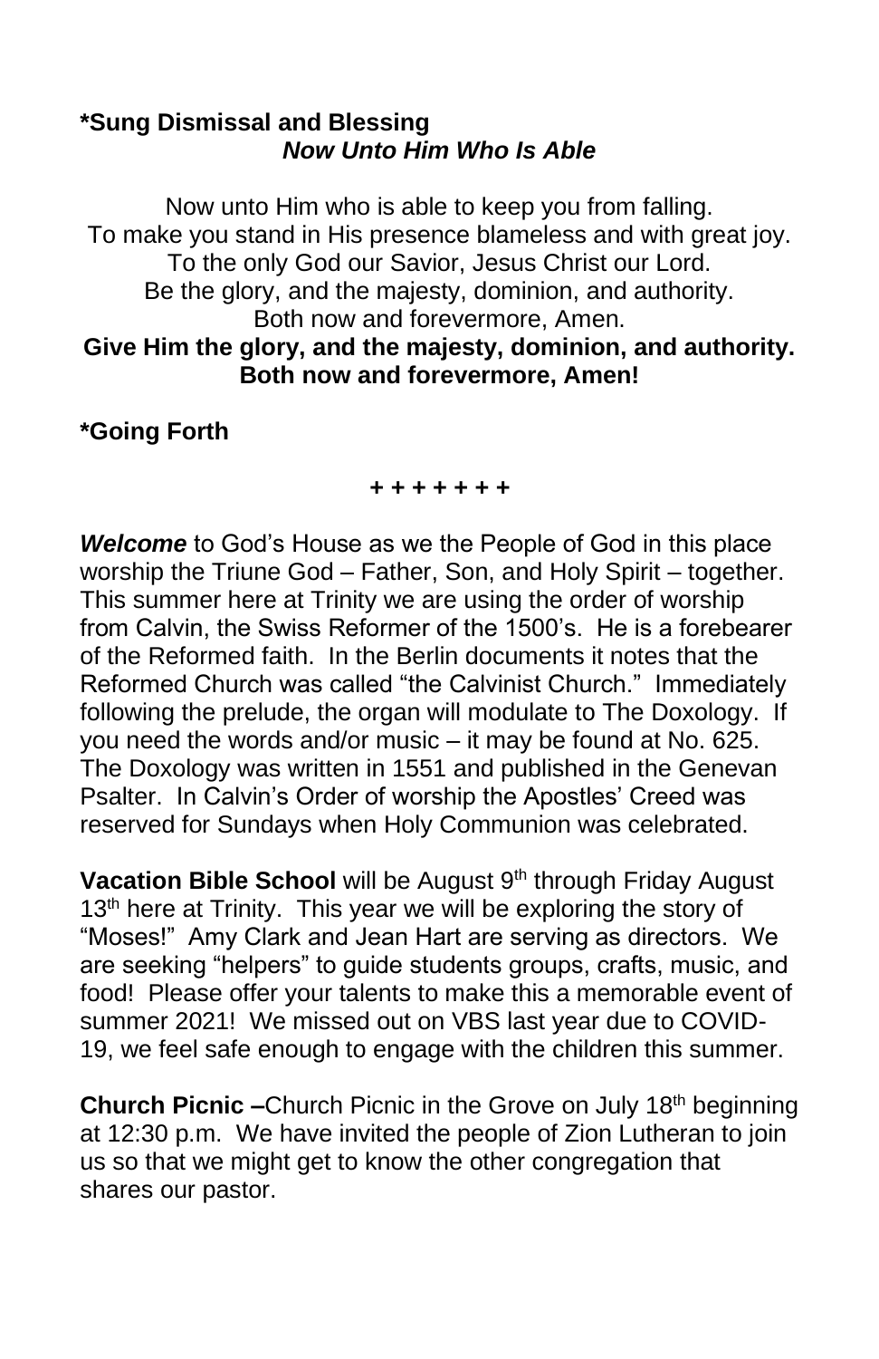**\*Sung Dismissal and Blessing**
***Now Unto Him Who Is Able***

Now unto Him who is able to keep you from falling.
To make you stand in His presence blameless and with great joy.
To the only God our Savior, Jesus Christ our Lord.
Be the glory, and the majesty, dominion, and authority.
Both now and forevermore, Amen.
**Give Him the glory, and the majesty, dominion, and authority.**
**Both now and forevermore, Amen!**

**\*Going Forth**

**+ + + + + + +**

***Welcome*** to God's House as we the People of God in this place worship the Triune God – Father, Son, and Holy Spirit – together. This summer here at Trinity we are using the order of worship from Calvin, the Swiss Reformer of the 1500's. He is a forebearer of the Reformed faith. In the Berlin documents it notes that the Reformed Church was called "the Calvinist Church." Immediately following the prelude, the organ will modulate to The Doxology. If you need the words and/or music – it may be found at No. 625. The Doxology was written in 1551 and published in the Genevan Psalter. In Calvin's Order of worship the Apostles' Creed was reserved for Sundays when Holy Communion was celebrated.

**Vacation Bible School** will be August 9th through Friday August 13th here at Trinity. This year we will be exploring the story of "Moses!" Amy Clark and Jean Hart are serving as directors. We are seeking "helpers" to guide students groups, crafts, music, and food! Please offer your talents to make this a memorable event of summer 2021! We missed out on VBS last year due to COVID-19, we feel safe enough to engage with the children this summer.

**Church Picnic –**Church Picnic in the Grove on July 18th beginning at 12:30 p.m. We have invited the people of Zion Lutheran to join us so that we might get to know the other congregation that shares our pastor.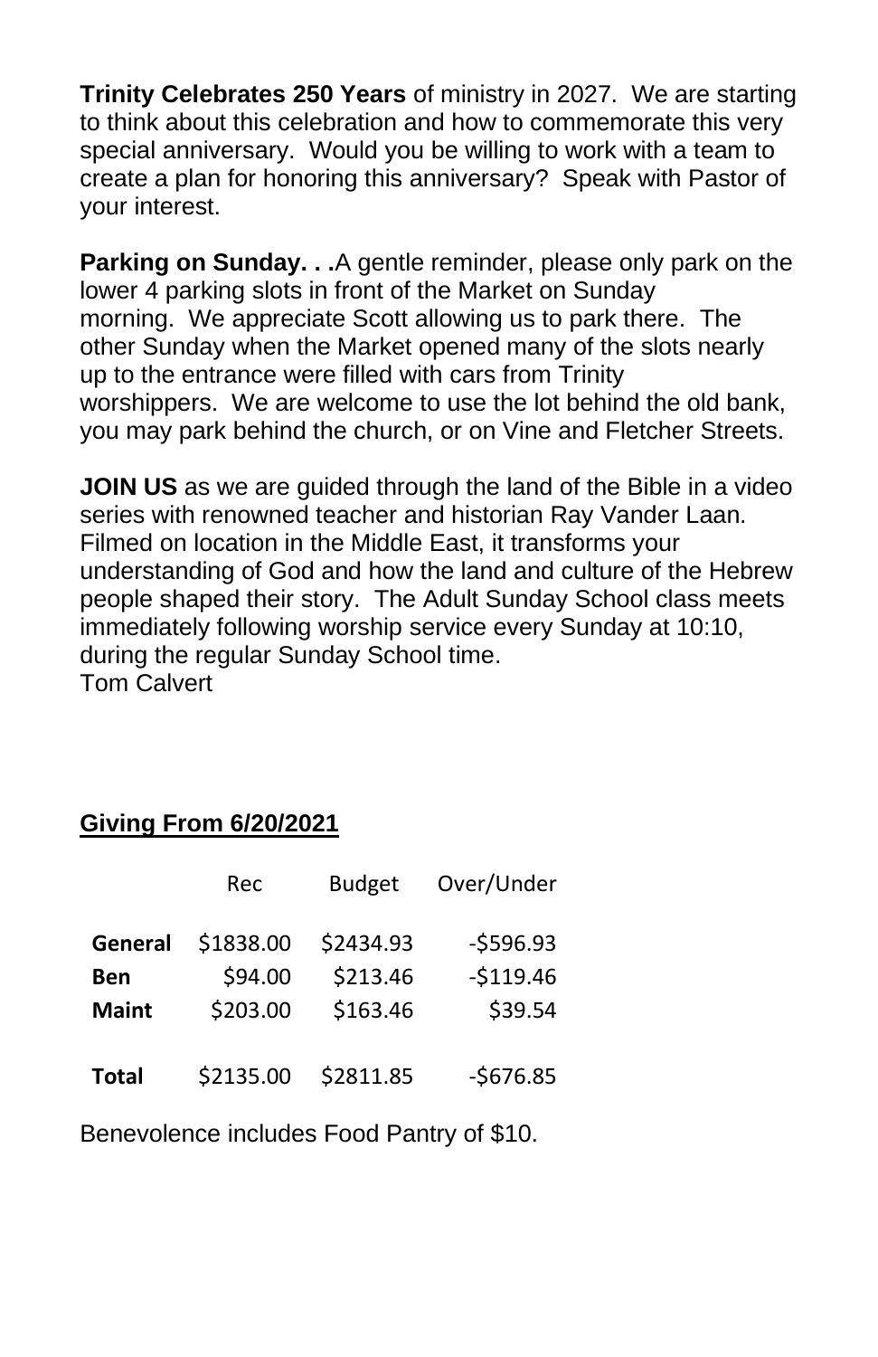**Trinity Celebrates 250 Years** of ministry in 2027. We are starting to think about this celebration and how to commemorate this very special anniversary. Would you be willing to work with a team to create a plan for honoring this anniversary? Speak with Pastor of your interest.

**Parking on Sunday. . .**A gentle reminder, please only park on the lower 4 parking slots in front of the Market on Sunday morning. We appreciate Scott allowing us to park there. The other Sunday when the Market opened many of the slots nearly up to the entrance were filled with cars from Trinity worshippers. We are welcome to use the lot behind the old bank, you may park behind the church, or on Vine and Fletcher Streets.

**JOIN US** as we are guided through the land of the Bible in a video series with renowned teacher and historian Ray Vander Laan. Filmed on location in the Middle East, it transforms your understanding of God and how the land and culture of the Hebrew people shaped their story. The Adult Sunday School class meets immediately following worship service every Sunday at 10:10, during the regular Sunday School time.
Tom Calvert

**Giving From 6/20/2021**

| | Rec | Budget | Over/Under |
|---|---|---|---|
| **General** | $1838.00 | $2434.93 | -$596.93 |
| **Ben** | $94.00 | $213.46 | -$119.46 |
| **Maint** | $203.00 | $163.46 | $39.54 |
| **Total** | $2135.00 | $2811.85 | -$676.85 |

Benevolence includes Food Pantry of $10.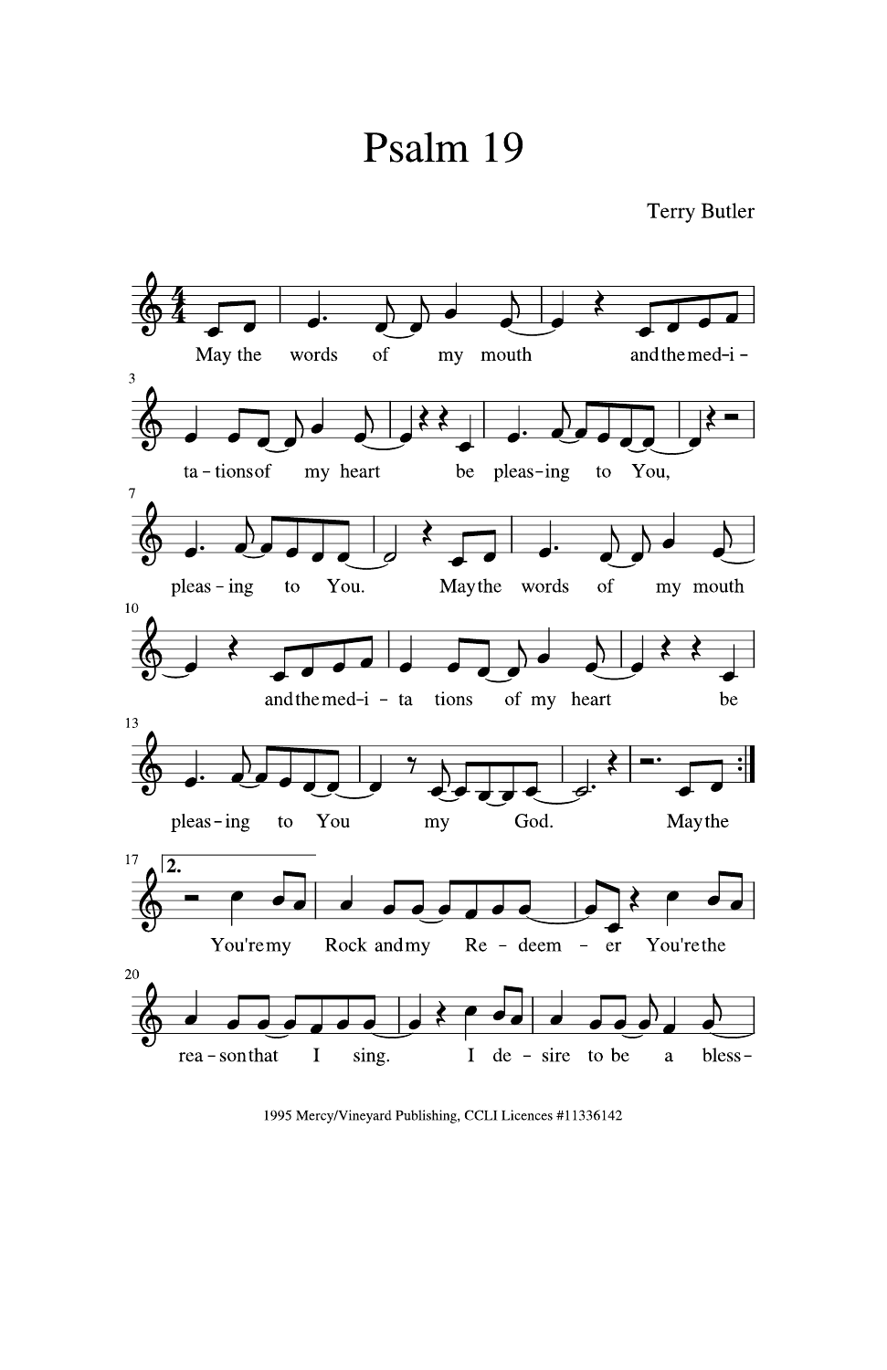# Psalm 19

Terry Butler

May the words of my mouth and the med-i-ta-tions of my heart be pleas-ing to You, pleas-ing to You. May the words of my mouth and the med-i-ta tions of my heart be pleas-ing to You my God. May the

2. You're my Rock and my Re-deem-er You're the rea-son that I sing. I de-sire to be a bless-

1995 Mercy/Vineyard Publishing, CCLI Licences #11336142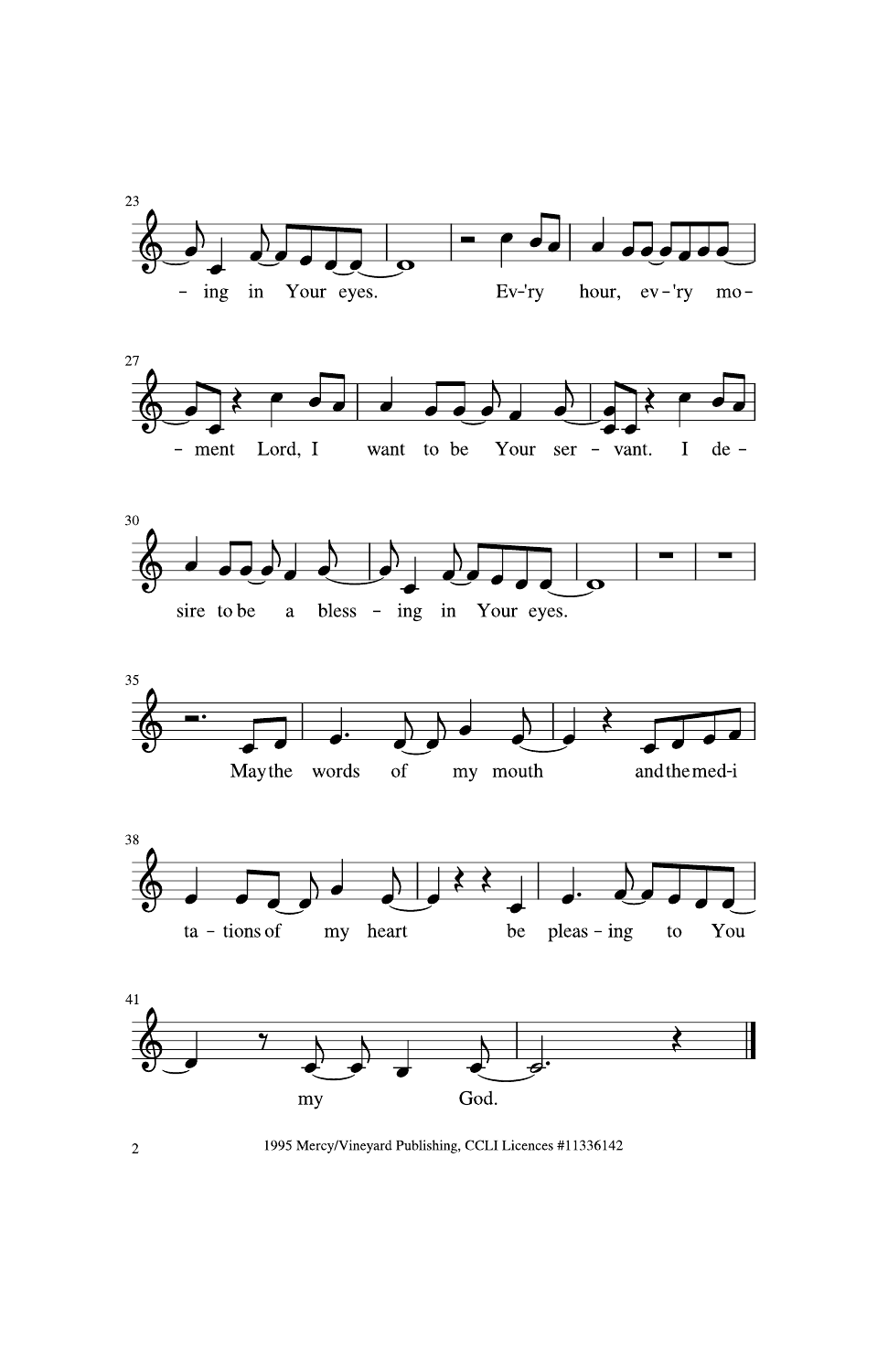23

– ing in Your eyes. Ev-'ry hour, ev – 'ry mo –

27

– ment Lord, I want to be Your ser – vant. I de –

30

sire to be a bless – ing in Your eyes.

35

May the words of my mouth and the med-i

38

ta – tions of my heart be pleas – ing to You

41

my God.

1995 Mercy/Vineyard Publishing, CCLI Licences #11336142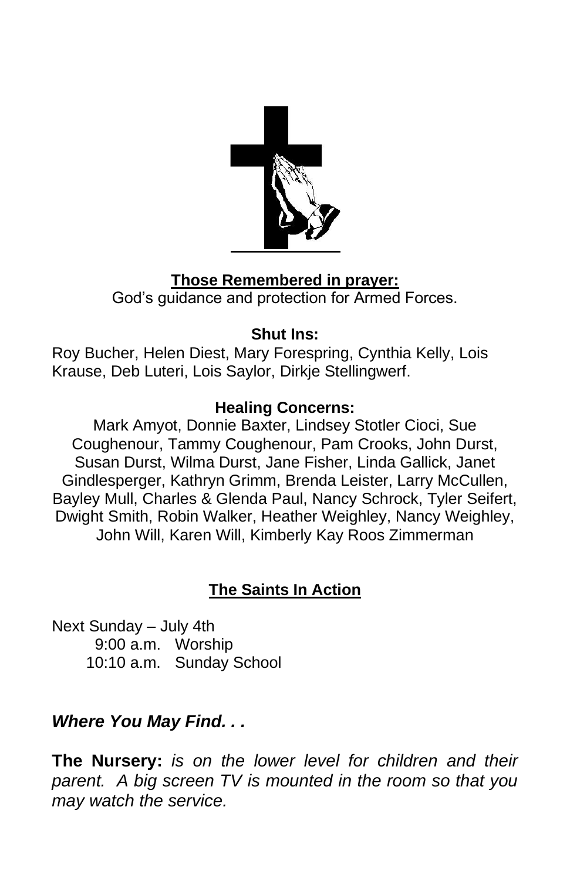**Those Remembered in prayer:**

God's guidance and protection for Armed Forces.

**Shut Ins:**

Roy Bucher, Helen Diest, Mary Forespring, Cynthia Kelly, Lois Krause, Deb Luteri, Lois Saylor, Dirkje Stellingwerf.

**Healing Concerns:**

Mark Amyot, Donnie Baxter, Lindsey Stotler Cioci, Sue Coughenour, Tammy Coughenour, Pam Crooks, John Durst, Susan Durst, Wilma Durst, Jane Fisher, Linda Gallick, Janet Gindlesperger, Kathryn Grimm, Brenda Leister, Larry McCullen, Bayley Mull, Charles & Glenda Paul, Nancy Schrock, Tyler Seifert, Dwight Smith, Robin Walker, Heather Weighley, Nancy Weighley, John Will, Karen Will, Kimberly Kay Roos Zimmerman

## The Saints In Action

Next Sunday – July 4th

9:00 a.m. Worship

10:10 a.m. Sunday School

### *Where You May Find. . .*

**The Nursery:** *is on the lower level for children and their parent. A big screen TV is mounted in the room so that you may watch the service.*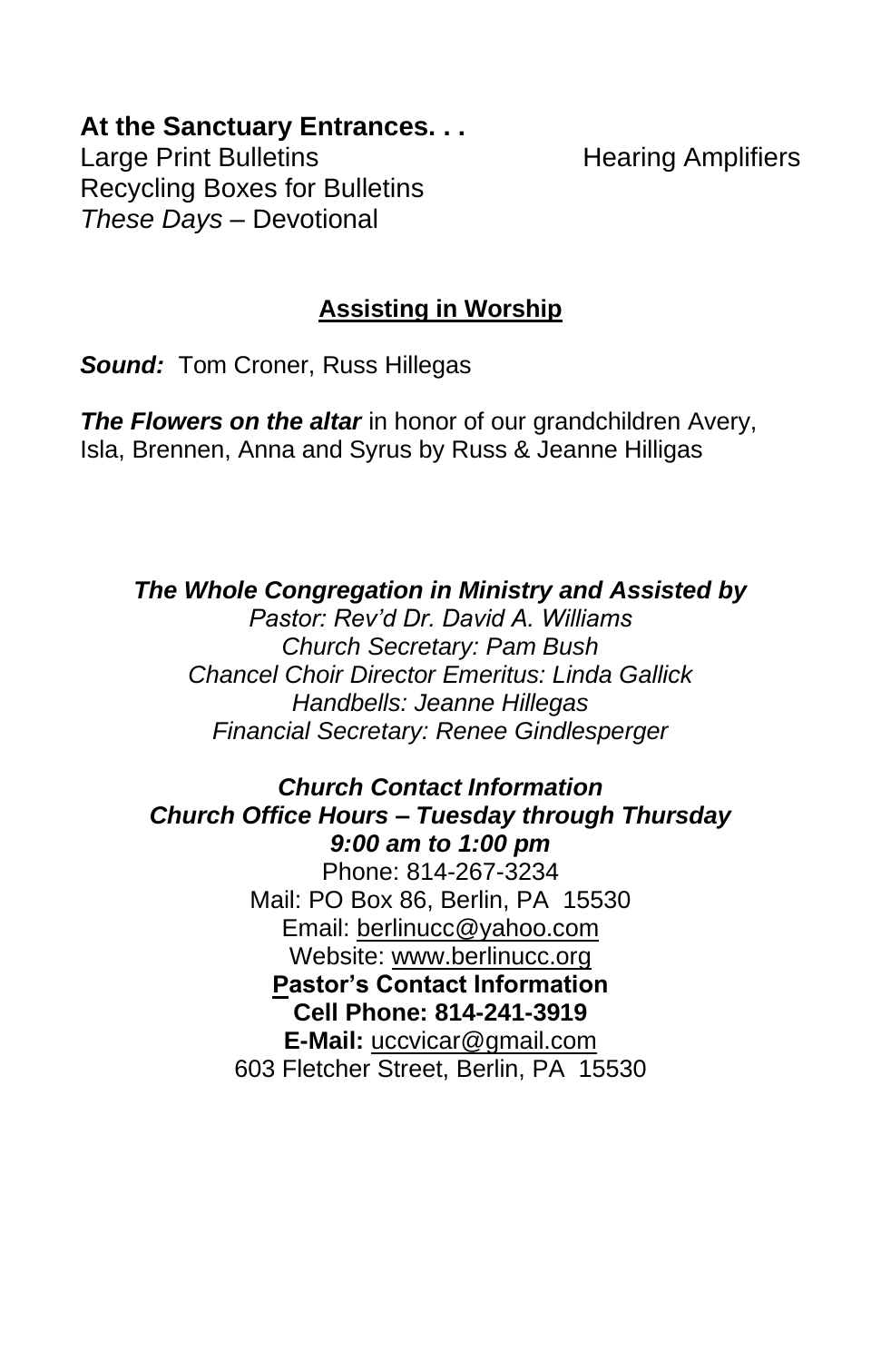**At the Sanctuary Entrances. . .**

Large Print Bulletins

Hearing Amplifiers

Recycling Boxes for Bulletins

*These Days* – Devotional

**Assisting in Worship**

***Sound:*** Tom Croner, Russ Hillegas

***The Flowers on the altar*** in honor of our grandchildren Avery, Isla, Brennen, Anna and Syrus by Russ & Jeanne Hilligas

***The Whole Congregation in Ministry and Assisted by***

*Pastor: Rev'd Dr. David A. Williams*

*Church Secretary: Pam Bush*

*Chancel Choir Director Emeritus: Linda Gallick*

*Handbells: Jeanne Hillegas*

*Financial Secretary: Renee Gindlesperger*

***Church Contact Information***

***Church Office Hours – Tuesday through Thursday***

***9:00 am to 1:00 pm***

Phone: 814-267-3234

Mail: PO Box 86, Berlin, PA 15530

Email: berlinucc@yahoo.com

Website: www.berlinucc.org

**Pastor's Contact Information**

**Cell Phone: 814-241-3919**

**E-Mail:** uccvicar@gmail.com

603 Fletcher Street, Berlin, PA 15530